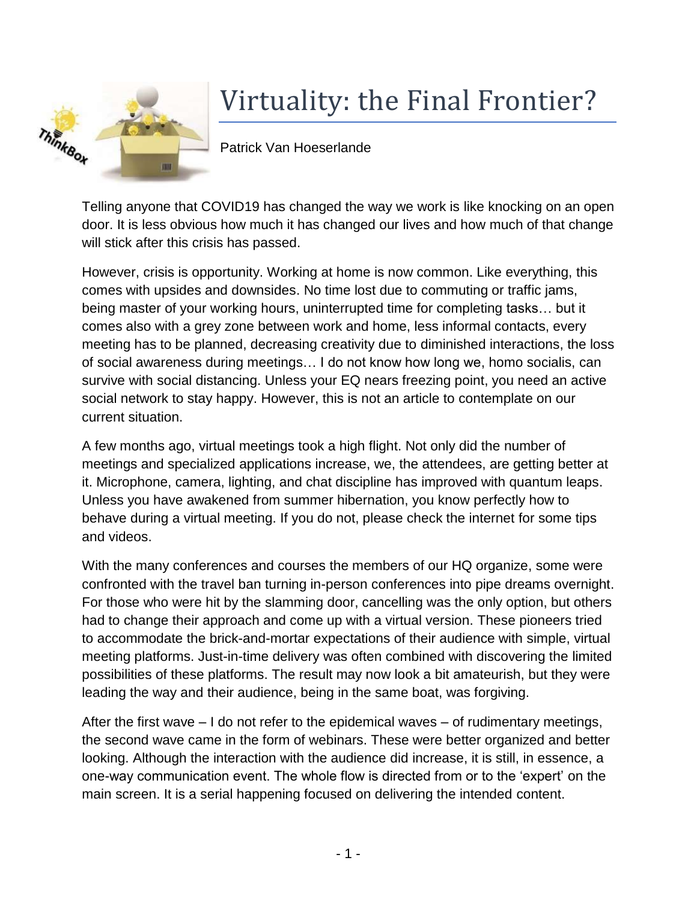# Virtuality: the Final Frontier?

Patrick Van Hoeserlande

Telling anyone that COVID19 has changed the way we work is like knocking on an open door. It is less obvious how much it has changed our lives and how much of that change will stick after this crisis has passed.

However, crisis is opportunity. Working at home is now common. Like everything, this comes with upsides and downsides. No time lost due to commuting or traffic jams, being master of your working hours, uninterrupted time for completing tasks… but it comes also with a grey zone between work and home, less informal contacts, every meeting has to be planned, decreasing creativity due to diminished interactions, the loss of social awareness during meetings… I do not know how long we, homo socialis, can survive with social distancing. Unless your EQ nears freezing point, you need an active social network to stay happy. However, this is not an article to contemplate on our current situation.

A few months ago, virtual meetings took a high flight. Not only did the number of meetings and specialized applications increase, we, the attendees, are getting better at it. Microphone, camera, lighting, and chat discipline has improved with quantum leaps. Unless you have awakened from summer hibernation, you know perfectly how to behave during a virtual meeting. If you do not, please check the internet for some tips and videos.

With the many conferences and courses the members of our HQ organize, some were confronted with the travel ban turning in-person conferences into pipe dreams overnight. For those who were hit by the slamming door, cancelling was the only option, but others had to change their approach and come up with a virtual version. These pioneers tried to accommodate the brick-and-mortar expectations of their audience with simple, virtual meeting platforms. Just-in-time delivery was often combined with discovering the limited possibilities of these platforms. The result may now look a bit amateurish, but they were leading the way and their audience, being in the same boat, was forgiving.

After the first wave – I do not refer to the epidemical waves – of rudimentary meetings, the second wave came in the form of webinars. These were better organized and better looking. Although the interaction with the audience did increase, it is still, in essence, a one-way communication event. The whole flow is directed from or to the 'expert' on the main screen. It is a serial happening focused on delivering the intended content.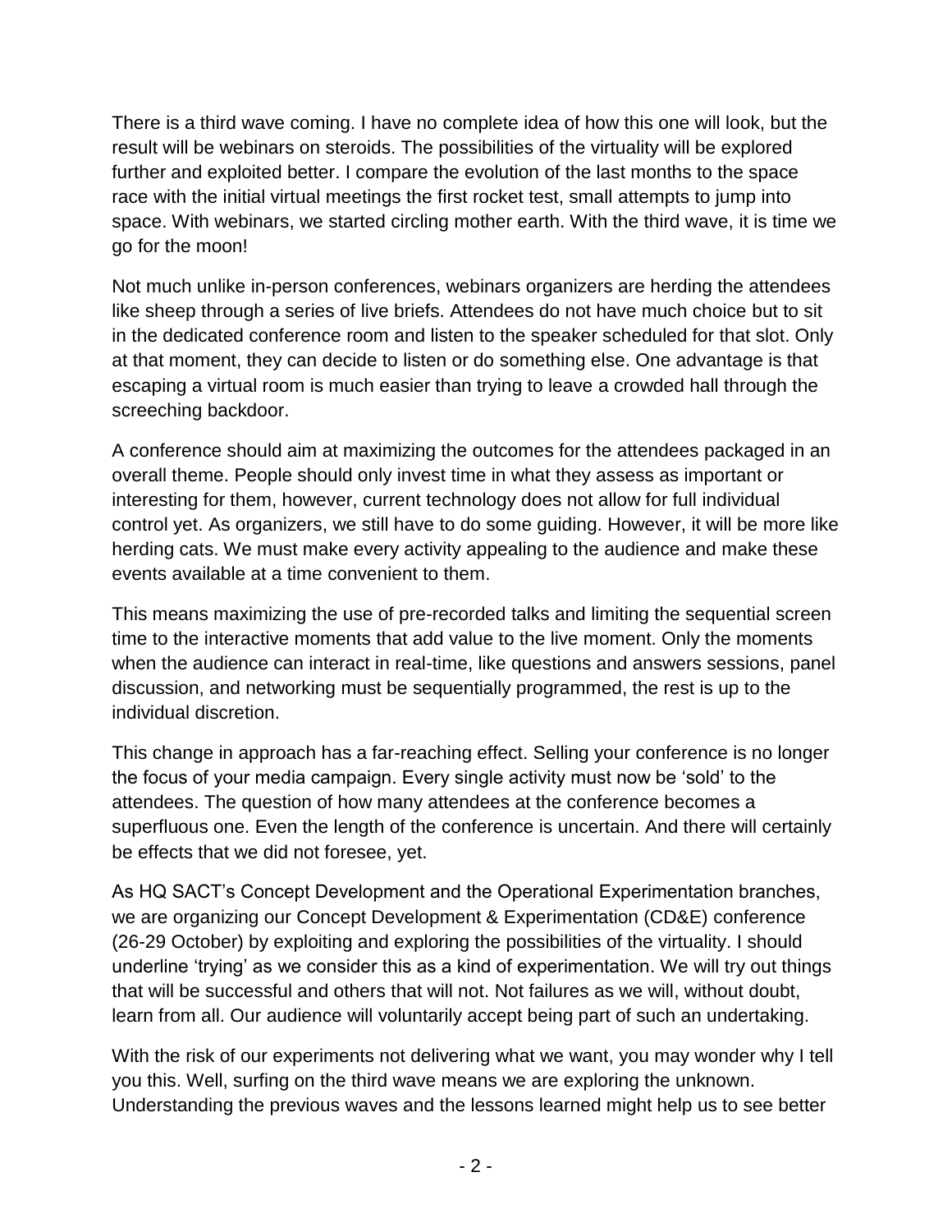There is a third wave coming. I have no complete idea of how this one will look, but the result will be webinars on steroids. The possibilities of the virtuality will be explored further and exploited better. I compare the evolution of the last months to the space race with the initial virtual meetings the first rocket test, small attempts to jump into space. With webinars, we started circling mother earth. With the third wave, it is time we go for the moon!

Not much unlike in-person conferences, webinars organizers are herding the attendees like sheep through a series of live briefs. Attendees do not have much choice but to sit in the dedicated conference room and listen to the speaker scheduled for that slot. Only at that moment, they can decide to listen or do something else. One advantage is that escaping a virtual room is much easier than trying to leave a crowded hall through the screeching backdoor.

A conference should aim at maximizing the outcomes for the attendees packaged in an overall theme. People should only invest time in what they assess as important or interesting for them, however, current technology does not allow for full individual control yet. As organizers, we still have to do some guiding. However, it will be more like herding cats. We must make every activity appealing to the audience and make these events available at a time convenient to them.

This means maximizing the use of pre-recorded talks and limiting the sequential screen time to the interactive moments that add value to the live moment. Only the moments when the audience can interact in real-time, like questions and answers sessions, panel discussion, and networking must be sequentially programmed, the rest is up to the individual discretion.

This change in approach has a far-reaching effect. Selling your conference is no longer the focus of your media campaign. Every single activity must now be 'sold' to the attendees. The question of how many attendees at the conference becomes a superfluous one. Even the length of the conference is uncertain. And there will certainly be effects that we did not foresee, yet.

As HQ SACT's Concept Development and the Operational Experimentation branches, we are organizing our Concept Development & Experimentation (CD&E) conference (26-29 October) by exploiting and exploring the possibilities of the virtuality. I should underline 'trying' as we consider this as a kind of experimentation. We will try out things that will be successful and others that will not. Not failures as we will, without doubt, learn from all. Our audience will voluntarily accept being part of such an undertaking.

With the risk of our experiments not delivering what we want, you may wonder why I tell you this. Well, surfing on the third wave means we are exploring the unknown. Understanding the previous waves and the lessons learned might help us to see better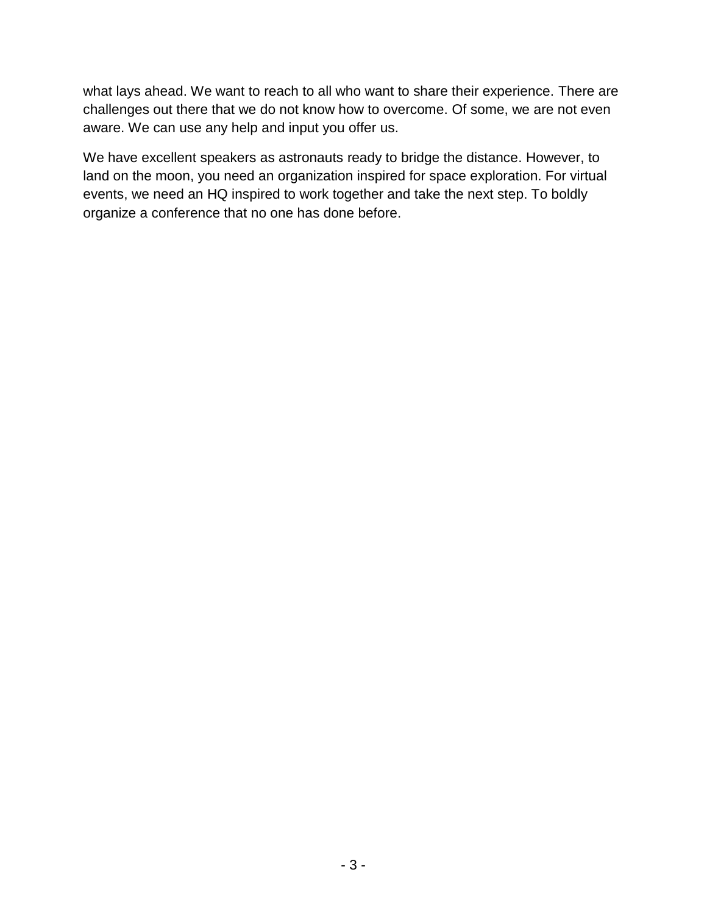what lays ahead. We want to reach to all who want to share their experience. There are challenges out there that we do not know how to overcome. Of some, we are not even aware. We can use any help and input you offer us.

We have excellent speakers as astronauts ready to bridge the distance. However, to land on the moon, you need an organization inspired for space exploration. For virtual events, we need an HQ inspired to work together and take the next step. To boldly organize a conference that no one has done before.